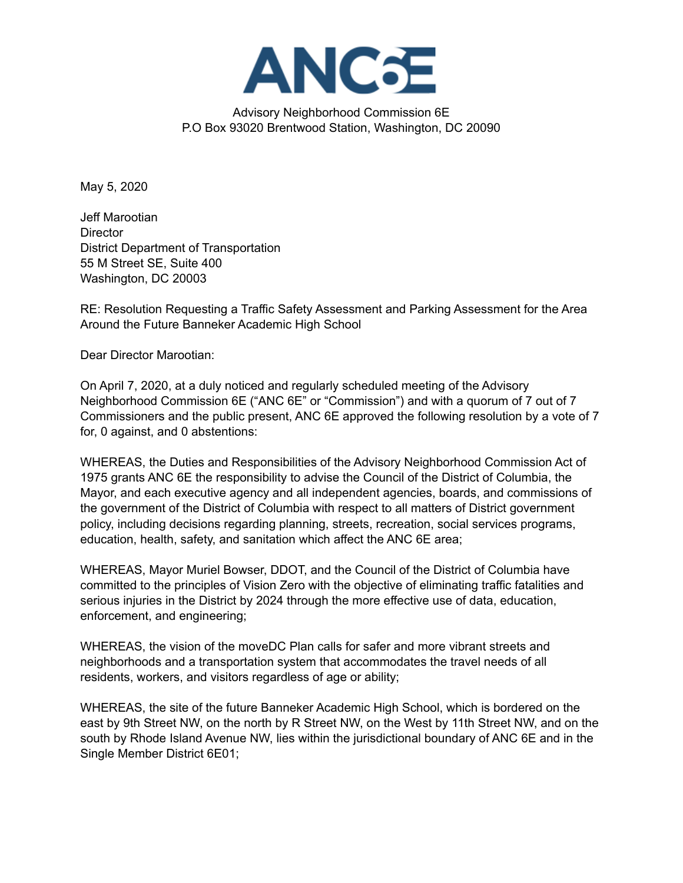# ANC6E

Advisory Neighborhood Commission 6E
P.O Box 93020 Brentwood Station, Washington, DC 20090

May 5, 2020

Jeff Marootian
Director
District Department of Transportation
55 M Street SE, Suite 400
Washington, DC 20003

RE: Resolution Requesting a Traffic Safety Assessment and Parking Assessment for the Area Around the Future Banneker Academic High School

Dear Director Marootian:

On April 7, 2020, at a duly noticed and regularly scheduled meeting of the Advisory Neighborhood Commission 6E ("ANC 6E" or "Commission") and with a quorum of 7 out of 7 Commissioners and the public present, ANC 6E approved the following resolution by a vote of 7 for, 0 against, and 0 abstentions:

WHEREAS, the Duties and Responsibilities of the Advisory Neighborhood Commission Act of 1975 grants ANC 6E the responsibility to advise the Council of the District of Columbia, the Mayor, and each executive agency and all independent agencies, boards, and commissions of the government of the District of Columbia with respect to all matters of District government policy, including decisions regarding planning, streets, recreation, social services programs, education, health, safety, and sanitation which affect the ANC 6E area;

WHEREAS, Mayor Muriel Bowser, DDOT, and the Council of the District of Columbia have committed to the principles of Vision Zero with the objective of eliminating traffic fatalities and serious injuries in the District by 2024 through the more effective use of data, education, enforcement, and engineering;

WHEREAS, the vision of the moveDC Plan calls for safer and more vibrant streets and neighborhoods and a transportation system that accommodates the travel needs of all residents, workers, and visitors regardless of age or ability;

WHEREAS, the site of the future Banneker Academic High School, which is bordered on the east by 9th Street NW, on the north by R Street NW, on the West by 11th Street NW, and on the south by Rhode Island Avenue NW, lies within the jurisdictional boundary of ANC 6E and in the Single Member District 6E01;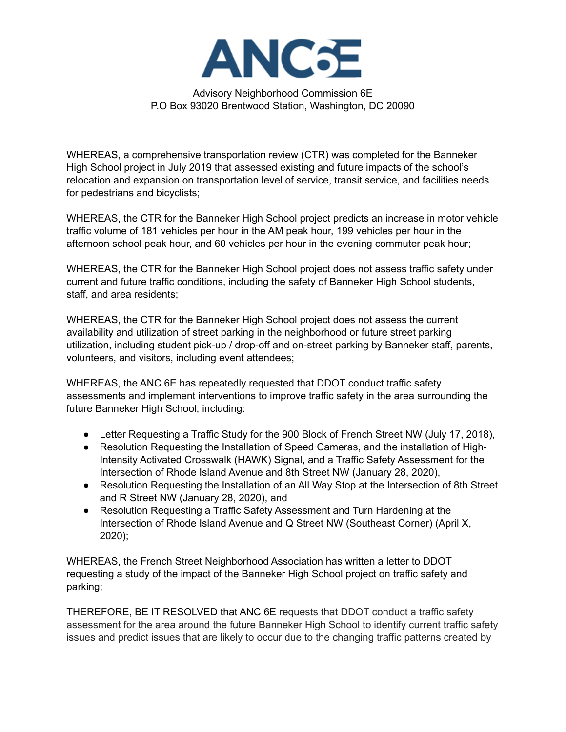# ANC6E

Advisory Neighborhood Commission 6E
P.O Box 93020 Brentwood Station, Washington, DC 20090

WHEREAS, a comprehensive transportation review (CTR) was completed for the Banneker High School project in July 2019 that assessed existing and future impacts of the school's relocation and expansion on transportation level of service, transit service, and facilities needs for pedestrians and bicyclists;

WHEREAS, the CTR for the Banneker High School project predicts an increase in motor vehicle traffic volume of 181 vehicles per hour in the AM peak hour, 199 vehicles per hour in the afternoon school peak hour, and 60 vehicles per hour in the evening commuter peak hour;

WHEREAS, the CTR for the Banneker High School project does not assess traffic safety under current and future traffic conditions, including the safety of Banneker High School students, staff, and area residents;

WHEREAS, the CTR for the Banneker High School project does not assess the current availability and utilization of street parking in the neighborhood or future street parking utilization, including student pick-up / drop-off and on-street parking by Banneker staff, parents, volunteers, and visitors, including event attendees;

WHEREAS, the ANC 6E has repeatedly requested that DDOT conduct traffic safety assessments and implement interventions to improve traffic safety in the area surrounding the future Banneker High School, including:

- Letter Requesting a Traffic Study for the 900 Block of French Street NW (July 17, 2018),
- Resolution Requesting the Installation of Speed Cameras, and the installation of High-Intensity Activated Crosswalk (HAWK) Signal, and a Traffic Safety Assessment for the Intersection of Rhode Island Avenue and 8th Street NW (January 28, 2020),
- Resolution Requesting the Installation of an All Way Stop at the Intersection of 8th Street and R Street NW (January 28, 2020), and
- Resolution Requesting a Traffic Safety Assessment and Turn Hardening at the Intersection of Rhode Island Avenue and Q Street NW (Southeast Corner) (April X, 2020);

WHEREAS, the French Street Neighborhood Association has written a letter to DDOT requesting a study of the impact of the Banneker High School project on traffic safety and parking;

THEREFORE, BE IT RESOLVED that ANC 6E requests that DDOT conduct a traffic safety assessment for the area around the future Banneker High School to identify current traffic safety issues and predict issues that are likely to occur due to the changing traffic patterns created by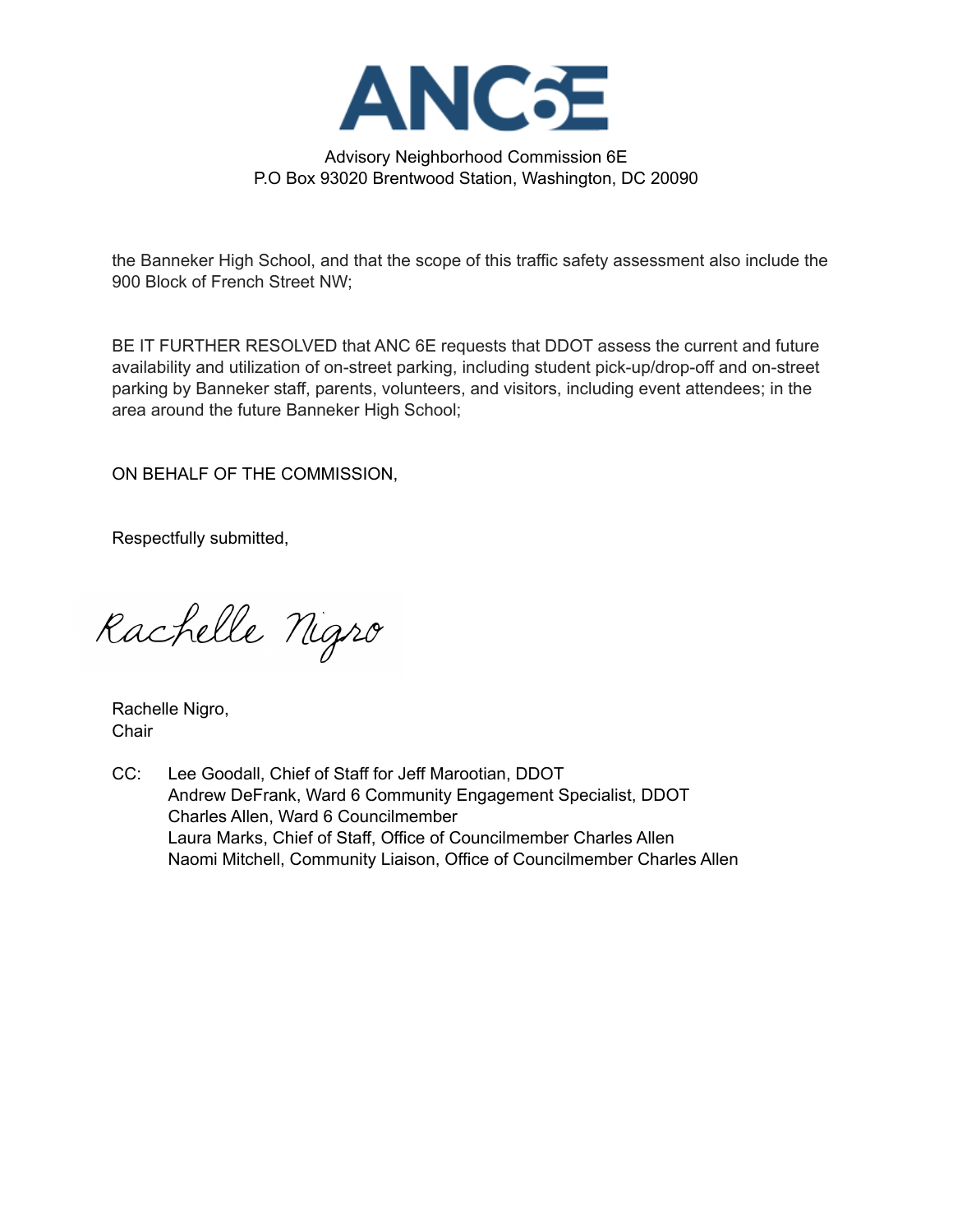Advisory Neighborhood Commission 6E
P.O Box 93020 Brentwood Station, Washington, DC 20090

the Banneker High School, and that the scope of this traffic safety assessment also include the 900 Block of French Street NW;

BE IT FURTHER RESOLVED that ANC 6E requests that DDOT assess the current and future availability and utilization of on-street parking, including student pick-up/drop-off and on-street parking by Banneker staff, parents, volunteers, and visitors, including event attendees; in the area around the future Banneker High School;

ON BEHALF OF THE COMMISSION,

Respectfully submitted,

Rachelle Nigro

Rachelle Nigro,
Chair

CC: Lee Goodall, Chief of Staff for Jeff Marootian, DDOT
Andrew DeFrank, Ward 6 Community Engagement Specialist, DDOT
Charles Allen, Ward 6 Councilmember
Laura Marks, Chief of Staff, Office of Councilmember Charles Allen
Naomi Mitchell, Community Liaison, Office of Councilmember Charles Allen